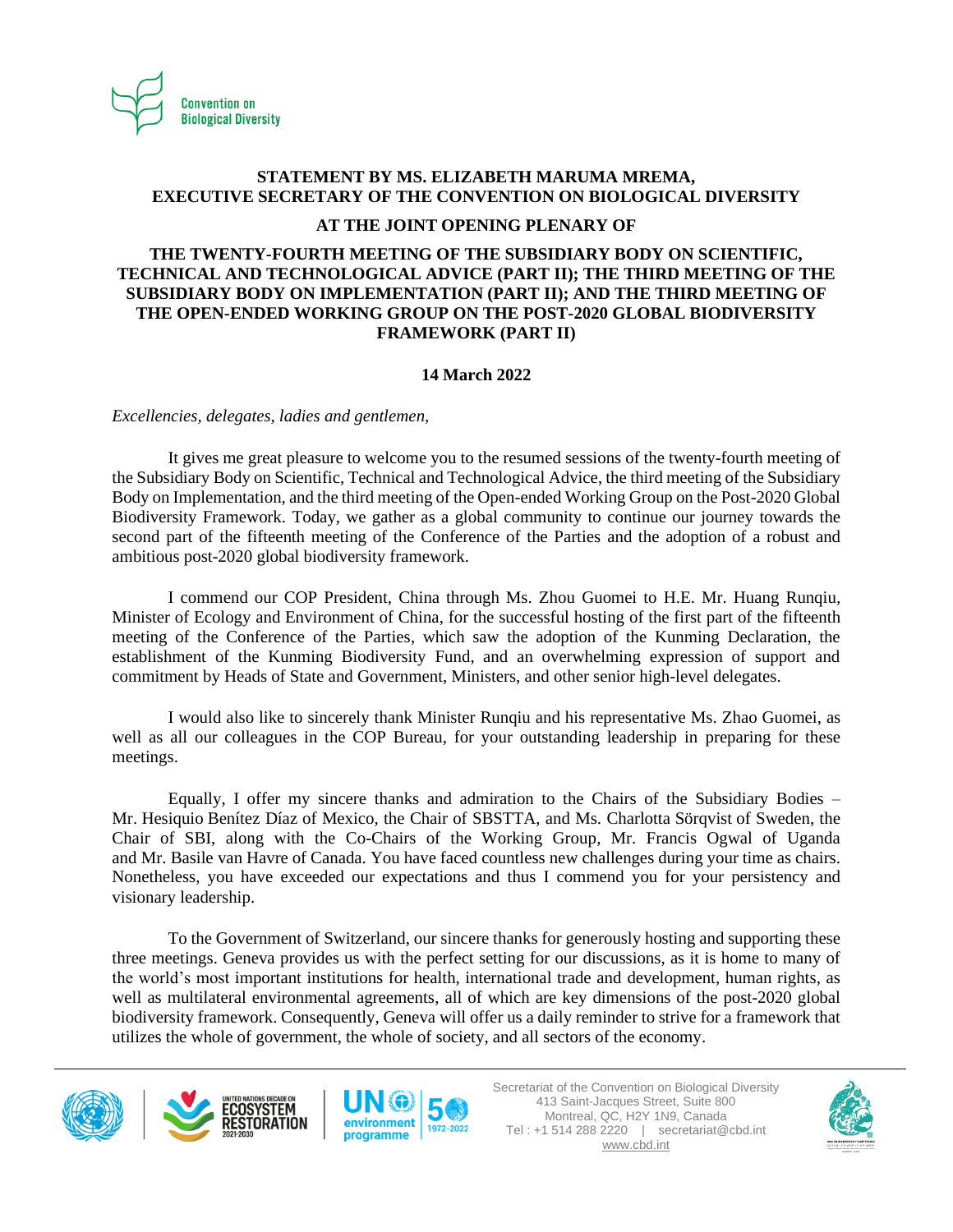**STATEMENT BY MS. ELIZABETH MARUMA MREMA,**
**EXECUTIVE SECRETARY OF THE CONVENTION ON BIOLOGICAL DIVERSITY**

**AT THE JOINT OPENING PLENARY OF**

**THE TWENTY-FOURTH MEETING OF THE SUBSIDIARY BODY ON SCIENTIFIC, TECHNICAL AND TECHNOLOGICAL ADVICE (PART II); THE THIRD MEETING OF THE SUBSIDIARY BODY ON IMPLEMENTATION (PART II); AND THE THIRD MEETING OF THE OPEN-ENDED WORKING GROUP ON THE POST-2020 GLOBAL BIODIVERSITY FRAMEWORK (PART II)**

**14 March 2022**

*Excellencies, delegates, ladies and gentlemen,*

It gives me great pleasure to welcome you to the resumed sessions of the twenty-fourth meeting of the Subsidiary Body on Scientific, Technical and Technological Advice, the third meeting of the Subsidiary Body on Implementation, and the third meeting of the Open-ended Working Group on the Post-2020 Global Biodiversity Framework. Today, we gather as a global community to continue our journey towards the second part of the fifteenth meeting of the Conference of the Parties and the adoption of a robust and ambitious post-2020 global biodiversity framework.

I commend our COP President, China through Ms. Zhou Guomei to H.E. Mr. Huang Runqiu, Minister of Ecology and Environment of China, for the successful hosting of the first part of the fifteenth meeting of the Conference of the Parties, which saw the adoption of the Kunming Declaration, the establishment of the Kunming Biodiversity Fund, and an overwhelming expression of support and commitment by Heads of State and Government, Ministers, and other senior high-level delegates.

I would also like to sincerely thank Minister Runqiu and his representative Ms. Zhao Guomei, as well as all our colleagues in the COP Bureau, for your outstanding leadership in preparing for these meetings.

Equally, I offer my sincere thanks and admiration to the Chairs of the Subsidiary Bodies – Mr. Hesiquio Benítez Díaz of Mexico, the Chair of SBSTTA, and Ms. Charlotta Sörqvist of Sweden, the Chair of SBI, along with the Co-Chairs of the Working Group, Mr. Francis Ogwal of Uganda and Mr. Basile van Havre of Canada. You have faced countless new challenges during your time as chairs. Nonetheless, you have exceeded our expectations and thus I commend you for your persistency and visionary leadership.

To the Government of Switzerland, our sincere thanks for generously hosting and supporting these three meetings. Geneva provides us with the perfect setting for our discussions, as it is home to many of the world's most important institutions for health, international trade and development, human rights, as well as multilateral environmental agreements, all of which are key dimensions of the post-2020 global biodiversity framework. Consequently, Geneva will offer us a daily reminder to strive for a framework that utilizes the whole of government, the whole of society, and all sectors of the economy.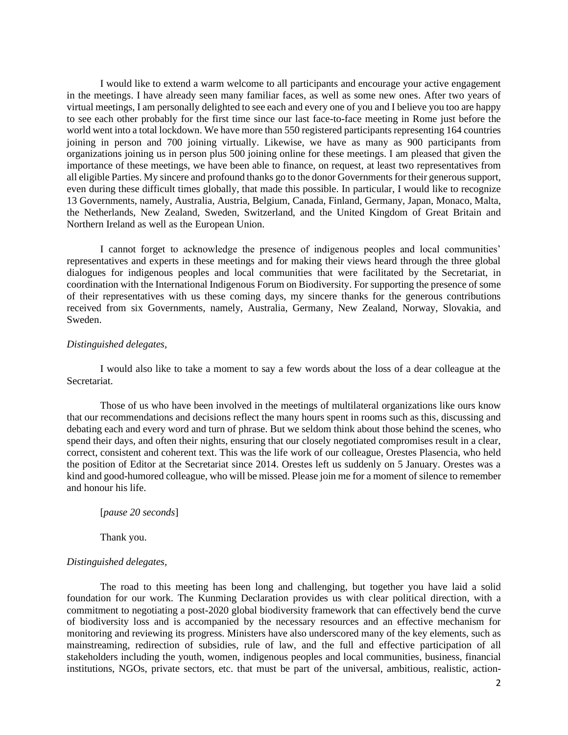I would like to extend a warm welcome to all participants and encourage your active engagement in the meetings. I have already seen many familiar faces, as well as some new ones. After two years of virtual meetings, I am personally delighted to see each and every one of you and I believe you too are happy to see each other probably for the first time since our last face-to-face meeting in Rome just before the world went into a total lockdown. We have more than 550 registered participants representing 164 countries joining in person and 700 joining virtually. Likewise, we have as many as 900 participants from organizations joining us in person plus 500 joining online for these meetings. I am pleased that given the importance of these meetings, we have been able to finance, on request, at least two representatives from all eligible Parties. My sincere and profound thanks go to the donor Governments for their generous support, even during these difficult times globally, that made this possible. In particular, I would like to recognize 13 Governments, namely, Australia, Austria, Belgium, Canada, Finland, Germany, Japan, Monaco, Malta, the Netherlands, New Zealand, Sweden, Switzerland, and the United Kingdom of Great Britain and Northern Ireland as well as the European Union.

I cannot forget to acknowledge the presence of indigenous peoples and local communities' representatives and experts in these meetings and for making their views heard through the three global dialogues for indigenous peoples and local communities that were facilitated by the Secretariat, in coordination with the International Indigenous Forum on Biodiversity. For supporting the presence of some of their representatives with us these coming days, my sincere thanks for the generous contributions received from six Governments, namely, Australia, Germany, New Zealand, Norway, Slovakia, and Sweden.

*Distinguished delegates,*

I would also like to take a moment to say a few words about the loss of a dear colleague at the Secretariat.

Those of us who have been involved in the meetings of multilateral organizations like ours know that our recommendations and decisions reflect the many hours spent in rooms such as this, discussing and debating each and every word and turn of phrase. But we seldom think about those behind the scenes, who spend their days, and often their nights, ensuring that our closely negotiated compromises result in a clear, correct, consistent and coherent text. This was the life work of our colleague, Orestes Plasencia, who held the position of Editor at the Secretariat since 2014. Orestes left us suddenly on 5 January. Orestes was a kind and good-humored colleague, who will be missed. Please join me for a moment of silence to remember and honour his life.

[*pause 20 seconds*]

Thank you.

*Distinguished delegates,*

The road to this meeting has been long and challenging, but together you have laid a solid foundation for our work. The Kunming Declaration provides us with clear political direction, with a commitment to negotiating a post-2020 global biodiversity framework that can effectively bend the curve of biodiversity loss and is accompanied by the necessary resources and an effective mechanism for monitoring and reviewing its progress. Ministers have also underscored many of the key elements, such as mainstreaming, redirection of subsidies, rule of law, and the full and effective participation of all stakeholders including the youth, women, indigenous peoples and local communities, business, financial institutions, NGOs, private sectors, etc. that must be part of the universal, ambitious, realistic, action-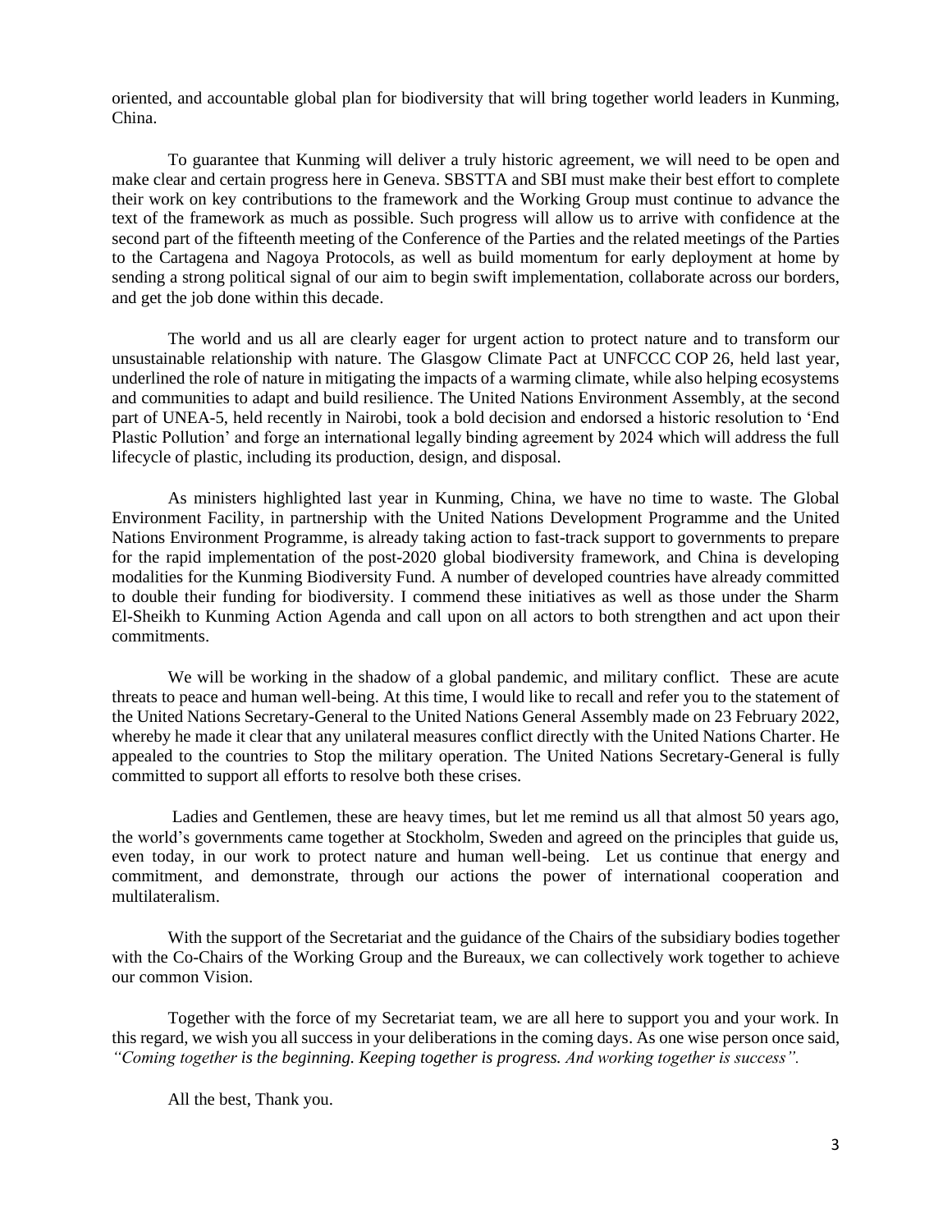oriented, and accountable global plan for biodiversity that will bring together world leaders in Kunming, China.

To guarantee that Kunming will deliver a truly historic agreement, we will need to be open and make clear and certain progress here in Geneva. SBSTTA and SBI must make their best effort to complete their work on key contributions to the framework and the Working Group must continue to advance the text of the framework as much as possible. Such progress will allow us to arrive with confidence at the second part of the fifteenth meeting of the Conference of the Parties and the related meetings of the Parties to the Cartagena and Nagoya Protocols, as well as build momentum for early deployment at home by sending a strong political signal of our aim to begin swift implementation, collaborate across our borders, and get the job done within this decade.

The world and us all are clearly eager for urgent action to protect nature and to transform our unsustainable relationship with nature. The Glasgow Climate Pact at UNFCCC COP 26, held last year, underlined the role of nature in mitigating the impacts of a warming climate, while also helping ecosystems and communities to adapt and build resilience. The United Nations Environment Assembly, at the second part of UNEA-5, held recently in Nairobi, took a bold decision and endorsed a historic resolution to 'End Plastic Pollution' and forge an international legally binding agreement by 2024 which will address the full lifecycle of plastic, including its production, design, and disposal.

As ministers highlighted last year in Kunming, China, we have no time to waste. The Global Environment Facility, in partnership with the United Nations Development Programme and the United Nations Environment Programme, is already taking action to fast-track support to governments to prepare for the rapid implementation of the post-2020 global biodiversity framework, and China is developing modalities for the Kunming Biodiversity Fund. A number of developed countries have already committed to double their funding for biodiversity. I commend these initiatives as well as those under the Sharm El-Sheikh to Kunming Action Agenda and call upon on all actors to both strengthen and act upon their commitments.

We will be working in the shadow of a global pandemic, and military conflict. These are acute threats to peace and human well-being. At this time, I would like to recall and refer you to the statement of the United Nations Secretary-General to the United Nations General Assembly made on 23 February 2022, whereby he made it clear that any unilateral measures conflict directly with the United Nations Charter. He appealed to the countries to Stop the military operation. The United Nations Secretary-General is fully committed to support all efforts to resolve both these crises.

Ladies and Gentlemen, these are heavy times, but let me remind us all that almost 50 years ago, the world's governments came together at Stockholm, Sweden and agreed on the principles that guide us, even today, in our work to protect nature and human well-being. Let us continue that energy and commitment, and demonstrate, through our actions the power of international cooperation and multilateralism.

With the support of the Secretariat and the guidance of the Chairs of the subsidiary bodies together with the Co-Chairs of the Working Group and the Bureaux, we can collectively work together to achieve our common Vision.

Together with the force of my Secretariat team, we are all here to support you and your work. In this regard, we wish you all success in your deliberations in the coming days. As one wise person once said, *"Coming together is the beginning. Keeping together is progress. And working together is success".*

All the best, Thank you.